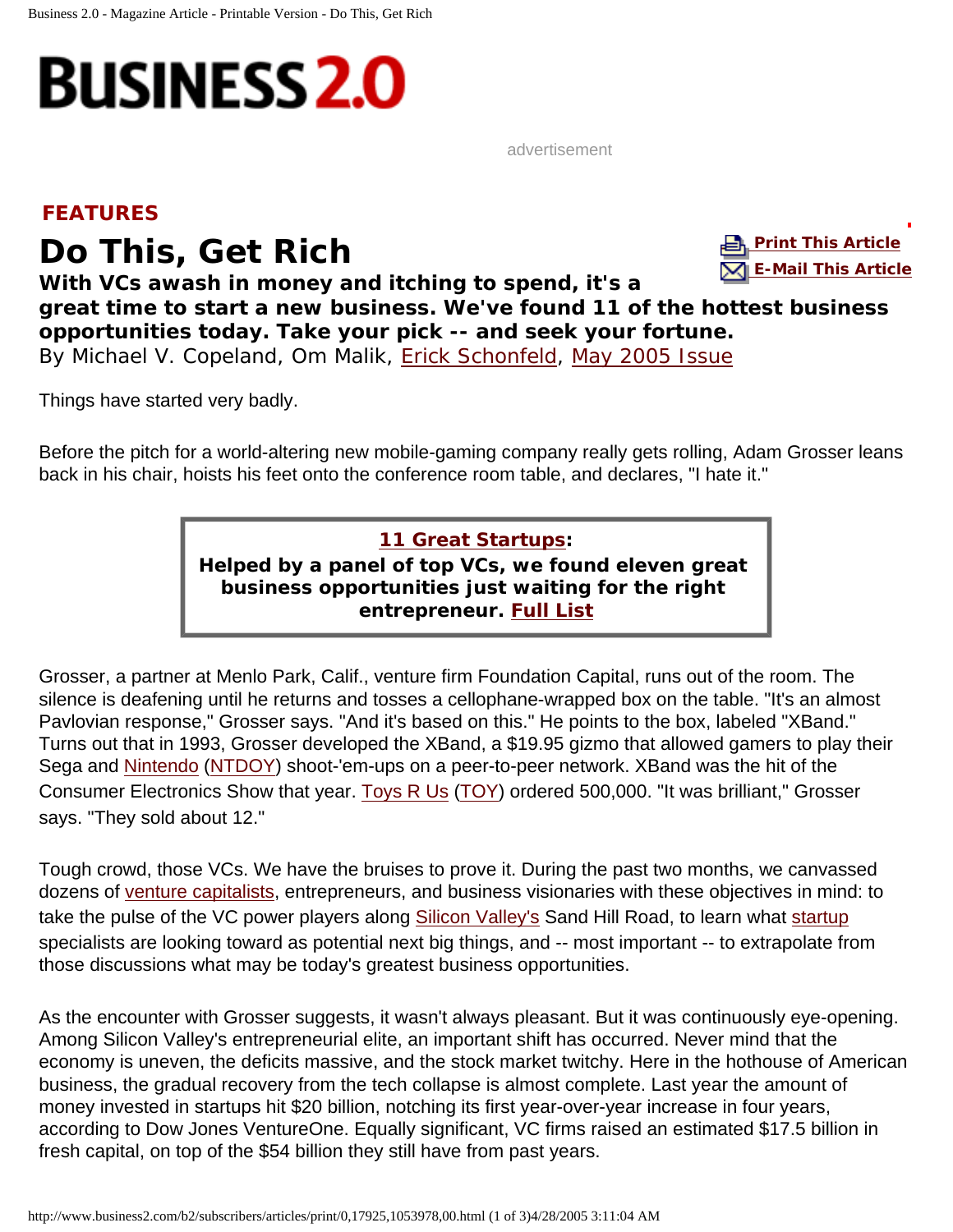# BUSINESS 2.0

advertisement

**FEATURES**

# Do This, Get Rich

**With VCs awash in money and itching to spend, it's a great time to start a new business. We've found 11 of the hottest business opportunities today. Take your pick -- and seek your fortune.**

By Michael V. Copeland, Om Malik, Erick Schonfeld, May 2005 Issue

Print This Article
E-Mail This Article

Things have started very badly.

Before the pitch for a world-altering new mobile-gaming company really gets rolling, Adam Grosser leans back in his chair, hoists his feet onto the conference room table, and declares, "I hate it."

> **11 Great Startups:**
> **Helped by a panel of top VCs, we found eleven great business opportunities just waiting for the right entrepreneur. Full List**

Grosser, a partner at Menlo Park, Calif., venture firm Foundation Capital, runs out of the room. The silence is deafening until he returns and tosses a cellophane-wrapped box on the table. "It's an almost Pavlovian response," Grosser says. "And it's based on this." He points to the box, labeled "XBand." Turns out that in 1993, Grosser developed the XBand, a $19.95 gizmo that allowed gamers to play their Sega and Nintendo (NTDOY) shoot-'em-ups on a peer-to-peer network. XBand was the hit of the Consumer Electronics Show that year. Toys R Us (TOY) ordered 500,000. "It was brilliant," Grosser says. "They sold about 12."

Tough crowd, those VCs. We have the bruises to prove it. During the past two months, we canvassed dozens of venture capitalists, entrepreneurs, and business visionaries with these objectives in mind: to take the pulse of the VC power players along Silicon Valley's Sand Hill Road, to learn what startup specialists are looking toward as potential next big things, and -- most important -- to extrapolate from those discussions what may be today's greatest business opportunities.

As the encounter with Grosser suggests, it wasn't always pleasant. But it was continuously eye-opening. Among Silicon Valley's entrepreneurial elite, an important shift has occurred. Never mind that the economy is uneven, the deficits massive, and the stock market twitchy. Here in the hothouse of American business, the gradual recovery from the tech collapse is almost complete. Last year the amount of money invested in startups hit $20 billion, notching its first year-over-year increase in four years, according to Dow Jones VentureOne. Equally significant, VC firms raised an estimated $17.5 billion in fresh capital, on top of the $54 billion they still have from past years.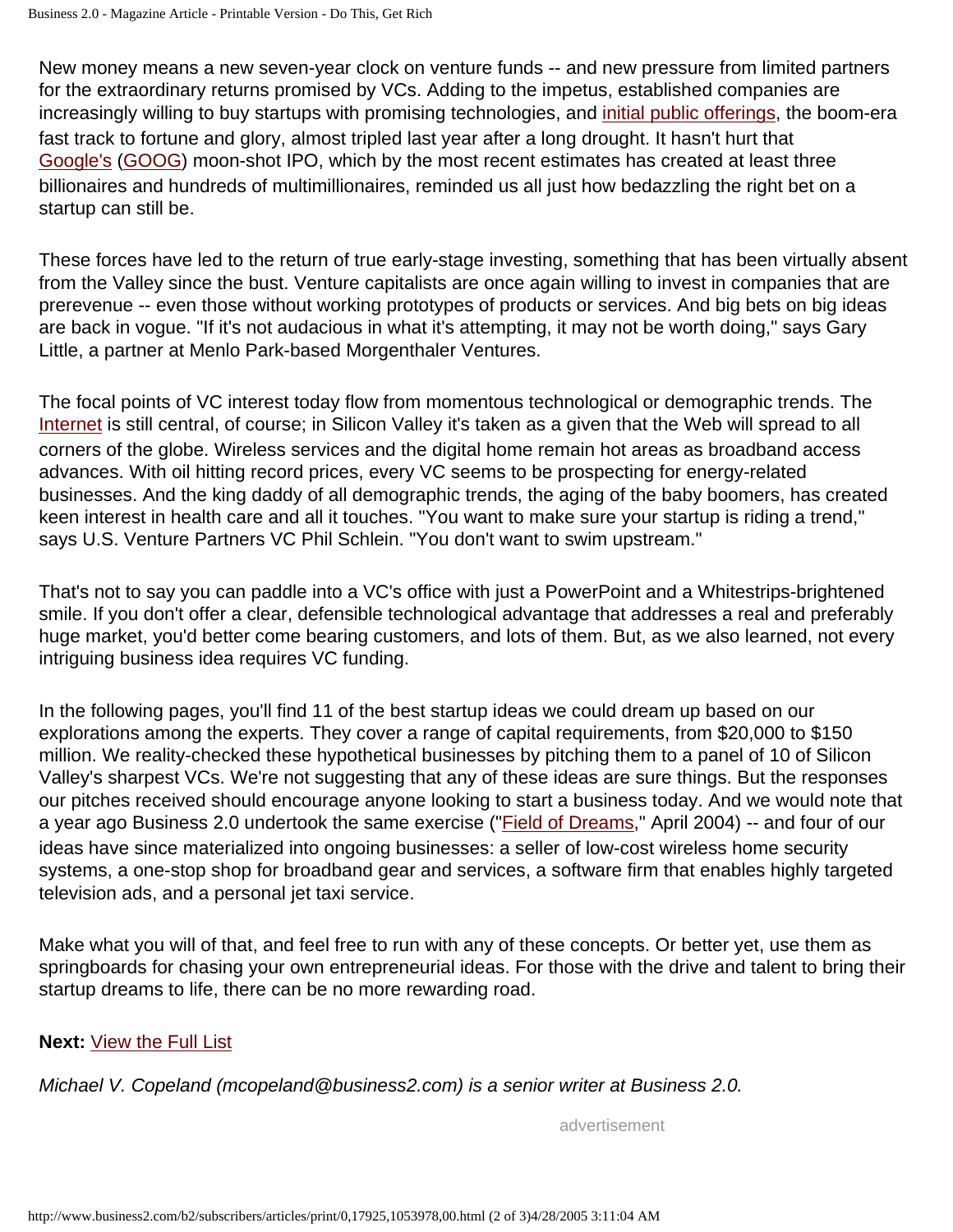New money means a new seven-year clock on venture funds -- and new pressure from limited partners for the extraordinary returns promised by VCs. Adding to the impetus, established companies are increasingly willing to buy startups with promising technologies, and initial public offerings, the boom-era fast track to fortune and glory, almost tripled last year after a long drought. It hasn't hurt that Google's (GOOG) moon-shot IPO, which by the most recent estimates has created at least three billionaires and hundreds of multimillionaires, reminded us all just how bedazzling the right bet on a startup can still be.

These forces have led to the return of true early-stage investing, something that has been virtually absent from the Valley since the bust. Venture capitalists are once again willing to invest in companies that are prerevenue -- even those without working prototypes of products or services. And big bets on big ideas are back in vogue. "If it's not audacious in what it's attempting, it may not be worth doing," says Gary Little, a partner at Menlo Park-based Morgenthaler Ventures.

The focal points of VC interest today flow from momentous technological or demographic trends. The Internet is still central, of course; in Silicon Valley it's taken as a given that the Web will spread to all corners of the globe. Wireless services and the digital home remain hot areas as broadband access advances. With oil hitting record prices, every VC seems to be prospecting for energy-related businesses. And the king daddy of all demographic trends, the aging of the baby boomers, has created keen interest in health care and all it touches. "You want to make sure your startup is riding a trend," says U.S. Venture Partners VC Phil Schlein. "You don't want to swim upstream."

That's not to say you can paddle into a VC's office with just a PowerPoint and a Whitestrips-brightened smile. If you don't offer a clear, defensible technological advantage that addresses a real and preferably huge market, you'd better come bearing customers, and lots of them. But, as we also learned, not every intriguing business idea requires VC funding.

In the following pages, you'll find 11 of the best startup ideas we could dream up based on our explorations among the experts. They cover a range of capital requirements, from $20,000 to $150 million. We reality-checked these hypothetical businesses by pitching them to a panel of 10 of Silicon Valley's sharpest VCs. We're not suggesting that any of these ideas are sure things. But the responses our pitches received should encourage anyone looking to start a business today. And we would note that a year ago Business 2.0 undertook the same exercise ("Field of Dreams," April 2004) -- and four of our ideas have since materialized into ongoing businesses: a seller of low-cost wireless home security systems, a one-stop shop for broadband gear and services, a software firm that enables highly targeted television ads, and a personal jet taxi service.

Make what you will of that, and feel free to run with any of these concepts. Or better yet, use them as springboards for chasing your own entrepreneurial ideas. For those with the drive and talent to bring their startup dreams to life, there can be no more rewarding road.

**Next:** View the Full List

*Michael V. Copeland (mcopeland@business2.com) is a senior writer at Business 2.0.*

advertisement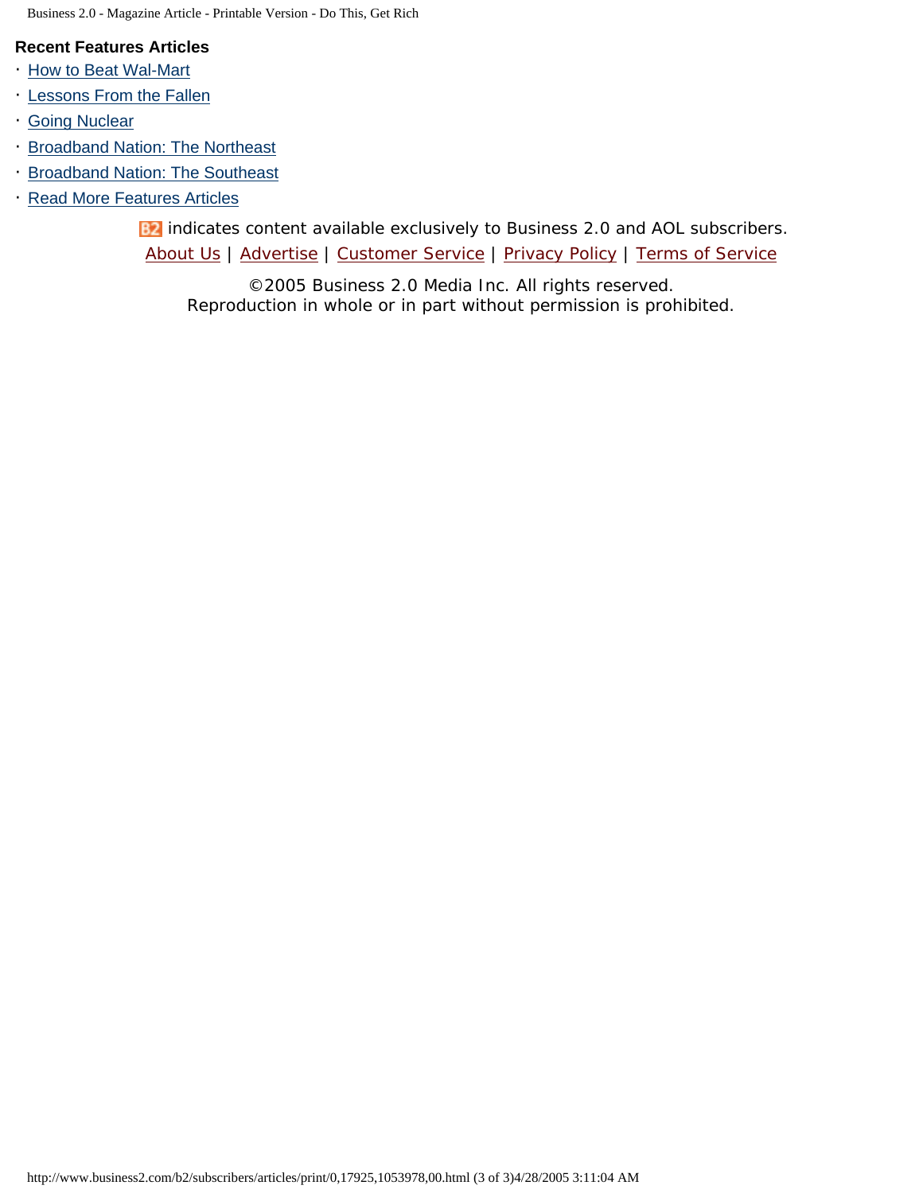**Recent Features Articles**

- How to Beat Wal-Mart
- Lessons From the Fallen
- Going Nuclear
- Broadband Nation: The Northeast
- Broadband Nation: The Southeast
- Read More Features Articles

B2 indicates content available exclusively to Business 2.0 and AOL subscribers.

About Us | Advertise | Customer Service | Privacy Policy | Terms of Service

©2005 Business 2.0 Media Inc. All rights reserved.
Reproduction in whole or in part without permission is prohibited.